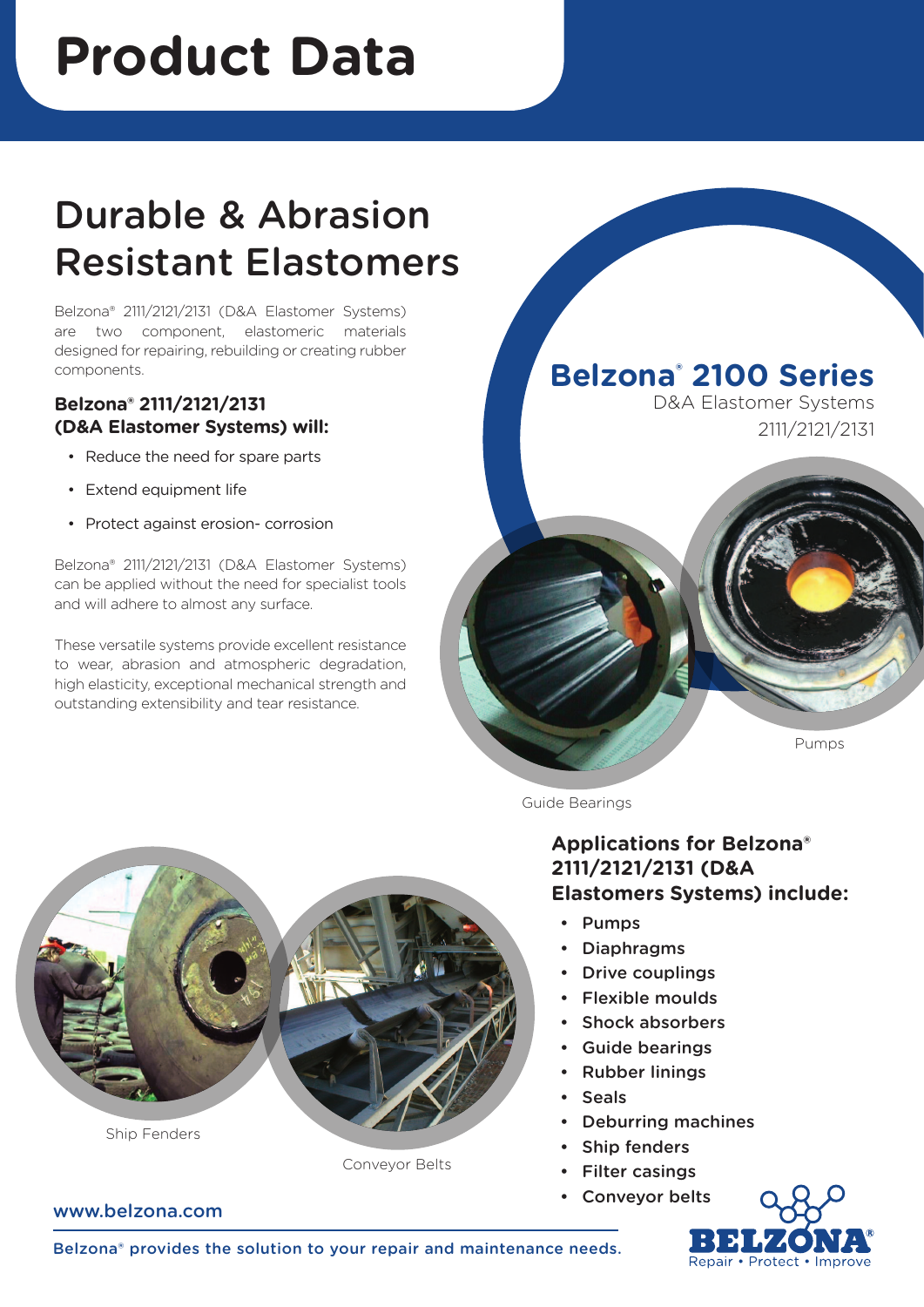# Product Data

## Durable & Abrasion Resistant Elastomers

Belzona® 2111/2121/2131 (D&A Elastomer Systems) are two component, elastomeric materials designed for repairing, rebuilding or creating rubber components.

### Belzona® 2111/2121/2131 (D&A Elastomer Systems) will:

- Reduce the need for spare parts
- Extend equipment life
- Protect against erosion- corrosion

Belzona® 2111/2121/2131 (D&A Elastomer Systems) can be applied without the need for specialist tools and will adhere to almost any surface.

These versatile systems provide excellent resistance to wear, abrasion and atmospheric degradation, high elasticity, exceptional mechanical strength and outstanding extensibility and tear resistance.

## Belzona® 2100 Series

D&A Elastomer Systems
2111/2121/2131

Pumps

Guide Bearings

Ship Fenders

Conveyor Belts

### Applications for Belzona® 2111/2121/2131 (D&A Elastomers Systems) include:

- Pumps
- Diaphragms
- Drive couplings
- Flexible moulds
- Shock absorbers
- Guide bearings
- Rubber linings
- Seals
- Deburring machines
- Ship fenders
- Filter casings
- Conveyor belts

www.belzona.com

Belzona® provides the solution to your repair and maintenance needs.

BELZONA® Repair • Protect • Improve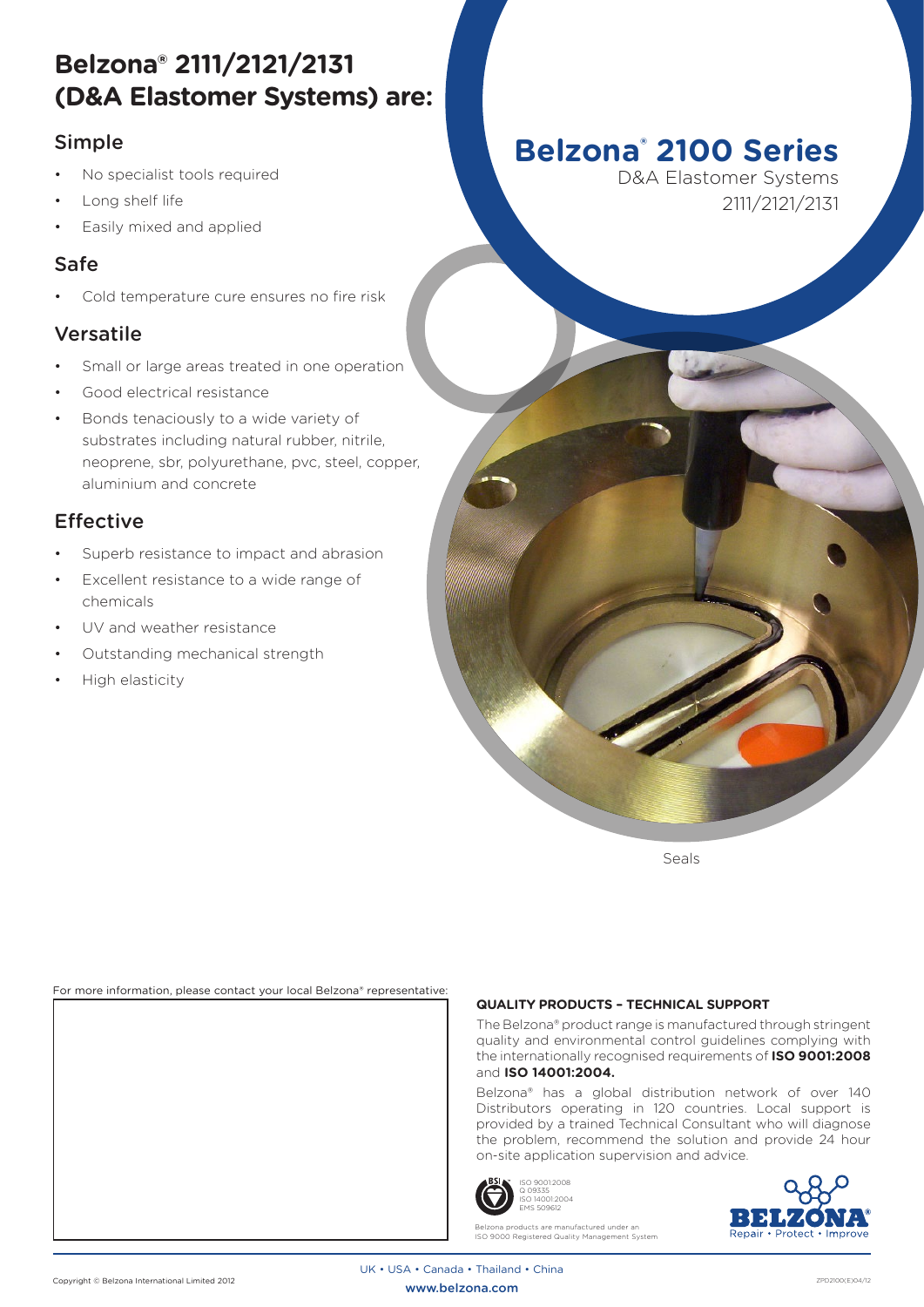# Belzona® 2111/2121/2131 (D&A Elastomer Systems) are:

## Simple

- No specialist tools required
- Long shelf life
- Easily mixed and applied

## Safe

- Cold temperature cure ensures no fire risk

## Versatile

- Small or large areas treated in one operation
- Good electrical resistance
- Bonds tenaciously to a wide variety of substrates including natural rubber, nitrile, neoprene, sbr, polyurethane, pvc, steel, copper, aluminium and concrete

## Effective

- Superb resistance to impact and abrasion
- Excellent resistance to a wide range of chemicals
- UV and weather resistance
- Outstanding mechanical strength
- High elasticity

# Belzona® 2100 Series

D&A Elastomer Systems
2111/2121/2131

Seals

For more information, please contact your local Belzona® representative:

### QUALITY PRODUCTS – TECHNICAL SUPPORT

The Belzona® product range is manufactured through stringent quality and environmental control guidelines complying with the internationally recognised requirements of **ISO 9001:2008** and **ISO 14001:2004.**

Belzona® has a global distribution network of over 140 Distributors operating in 120 countries. Local support is provided by a trained Technical Consultant who will diagnose the problem, recommend the solution and provide 24 hour on-site application supervision and advice.

BSI
ISO 9001:2008
Q 09335
ISO 14001:2004
EMS 509612

Belzona products are manufactured under an ISO 9000 Registered Quality Management System

BELZONA®
Repair • Protect • Improve

Copyright © Belzona International Limited 2012

UK • USA • Canada • Thailand • China
www.belzona.com

ZPD2100(E)04/12